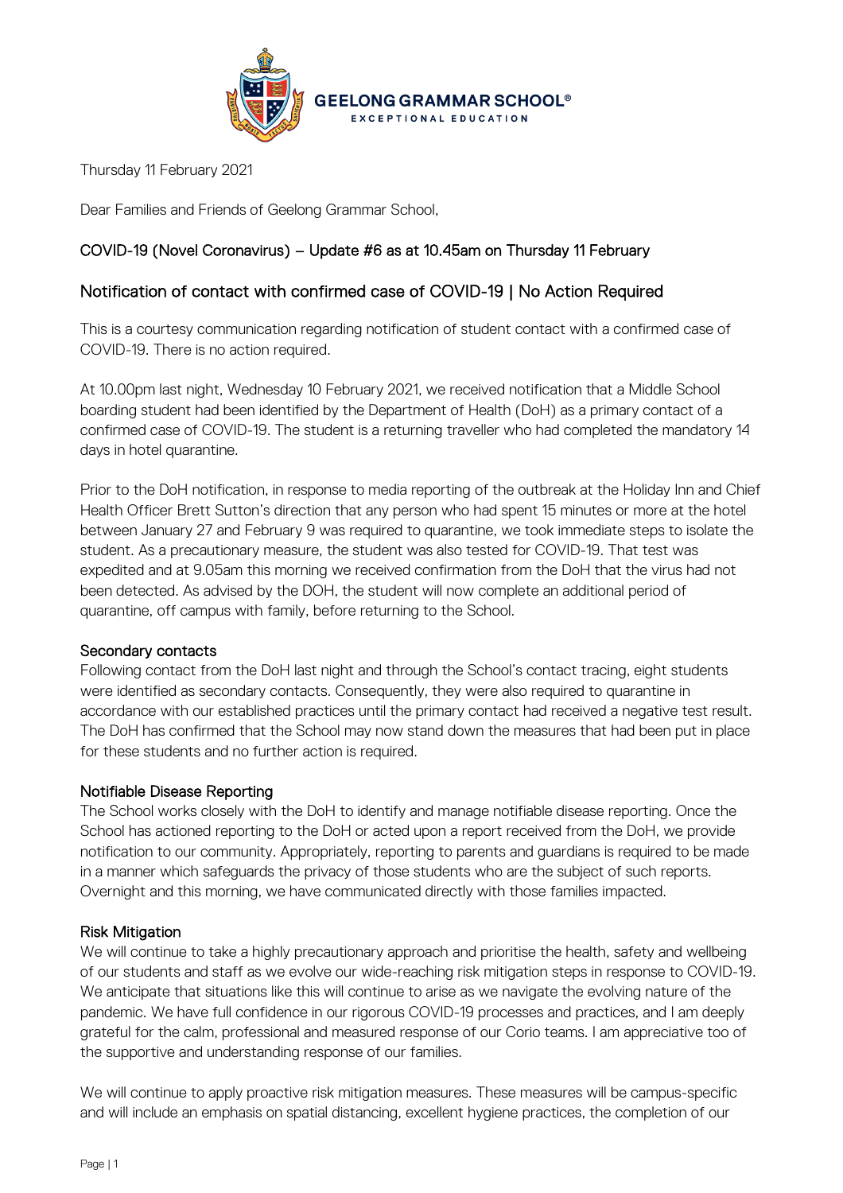GEELONG GRAMMAR SCHOOL®

EXCEPTIONAL EDUCATION

Thursday 11 February 2021

Dear Families and Friends of Geelong Grammar School,

## COVID-19 (Novel Coronavirus) – Update #6 as at 10.45am on Thursday 11 February

## Notification of contact with confirmed case of COVID-19 | No Action Required

This is a courtesy communication regarding notification of student contact with a confirmed case of COVID-19. There is no action required.

At 10.00pm last night, Wednesday 10 February 2021, we received notification that a Middle School boarding student had been identified by the Department of Health (DoH) as a primary contact of a confirmed case of COVID-19. The student is a returning traveller who had completed the mandatory 14 days in hotel quarantine.

Prior to the DoH notification, in response to media reporting of the outbreak at the Holiday Inn and Chief Health Officer Brett Sutton's direction that any person who had spent 15 minutes or more at the hotel between January 27 and February 9 was required to quarantine, we took immediate steps to isolate the student. As a precautionary measure, the student was also tested for COVID-19. That test was expedited and at 9.05am this morning we received confirmation from the DoH that the virus had not been detected. As advised by the DOH, the student will now complete an additional period of quarantine, off campus with family, before returning to the School.

### Secondary contacts

Following contact from the DoH last night and through the School's contact tracing, eight students were identified as secondary contacts. Consequently, they were also required to quarantine in accordance with our established practices until the primary contact had received a negative test result. The DoH has confirmed that the School may now stand down the measures that had been put in place for these students and no further action is required.

### Notifiable Disease Reporting

The School works closely with the DoH to identify and manage notifiable disease reporting. Once the School has actioned reporting to the DoH or acted upon a report received from the DoH, we provide notification to our community. Appropriately, reporting to parents and guardians is required to be made in a manner which safeguards the privacy of those students who are the subject of such reports. Overnight and this morning, we have communicated directly with those families impacted.

### Risk Mitigation

We will continue to take a highly precautionary approach and prioritise the health, safety and wellbeing of our students and staff as we evolve our wide-reaching risk mitigation steps in response to COVID-19. We anticipate that situations like this will continue to arise as we navigate the evolving nature of the pandemic. We have full confidence in our rigorous COVID-19 processes and practices, and I am deeply grateful for the calm, professional and measured response of our Corio teams. I am appreciative too of the supportive and understanding response of our families.

We will continue to apply proactive risk mitigation measures. These measures will be campus-specific and will include an emphasis on spatial distancing, excellent hygiene practices, the completion of our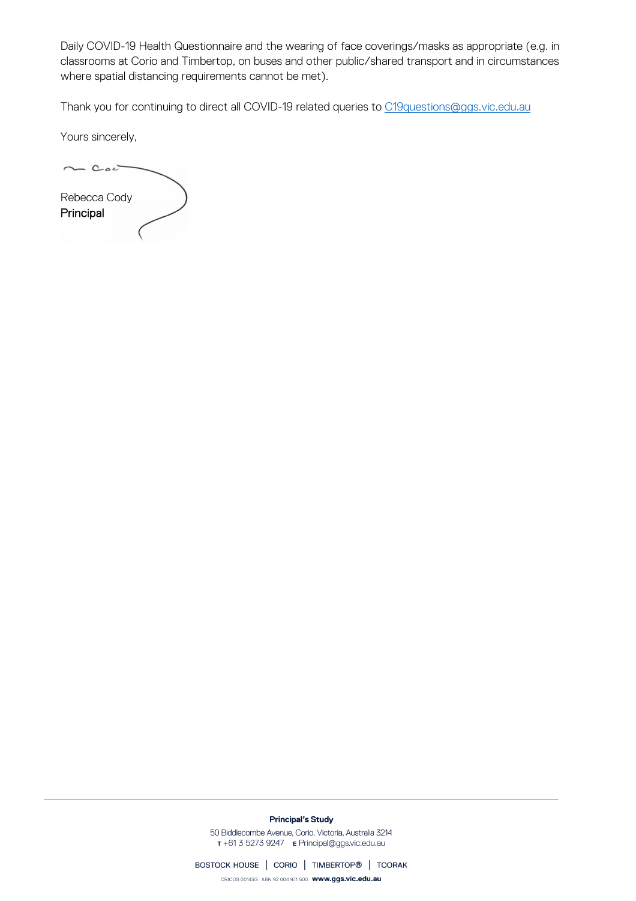Daily COVID-19 Health Questionnaire and the wearing of face coverings/masks as appropriate (e.g. in classrooms at Corio and Timbertop, on buses and other public/shared transport and in circumstances where spatial distancing requirements cannot be met).

Thank you for continuing to direct all COVID-19 related queries to C19questions@ggs.vic.edu.au

Yours sincerely,

Rebecca Cody
Principal

**Principal's Study**

50 Biddlecombe Avenue, Corio, Victoria, Australia 3214
T +61 3 5273 9247 E Principal@ggs.vic.edu.au

BOSTOCK HOUSE | CORIO | TIMBERTOP® | TOORAK

CRICOS 00143G ABN 92 004 971 500 **www.ggs.vic.edu.au**